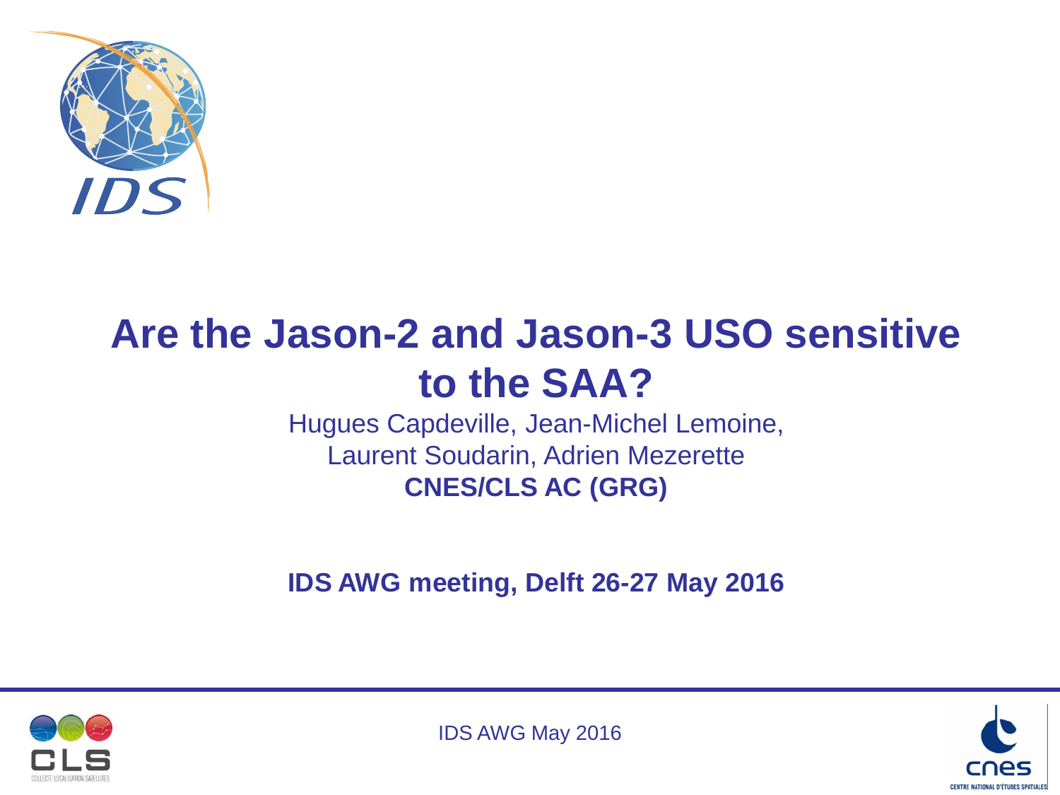# Are the Jason-2 and Jason-3 USO sensitive to the SAA?

Hugues Capdeville, Jean-Michel Lemoine,
Laurent Soudarin, Adrien Mezerette

**CNES/CLS AC (GRG)**

**IDS AWG meeting, Delft 26-27 May 2016**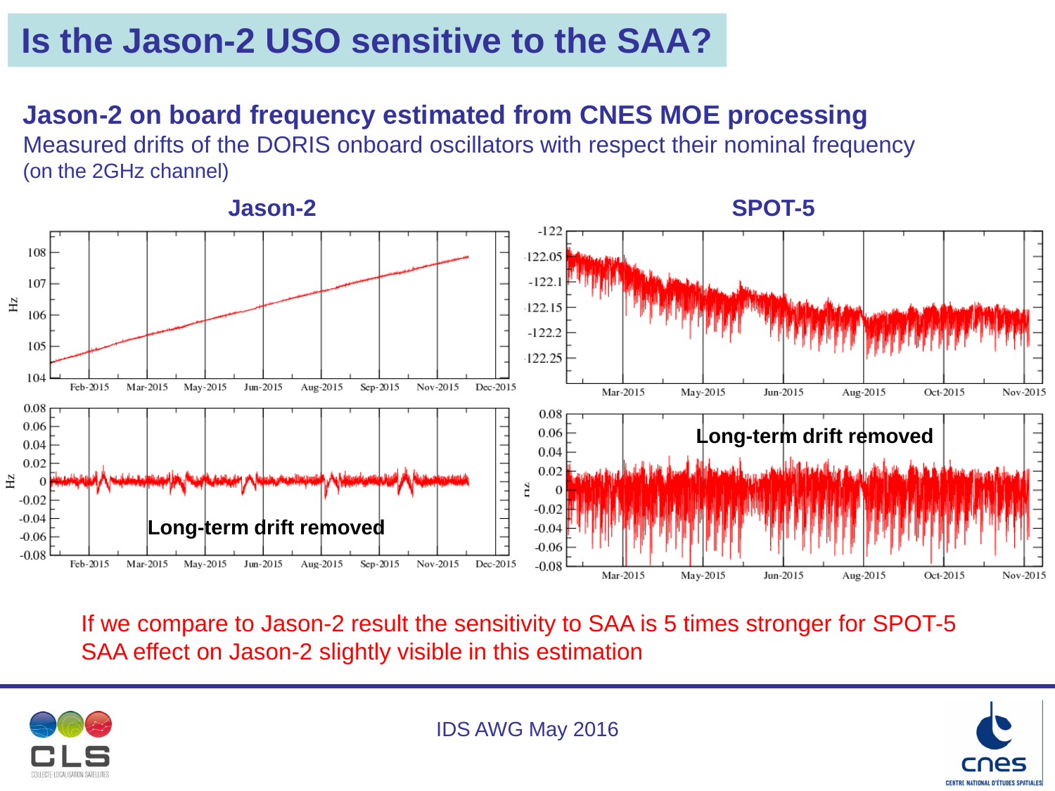# Is the Jason-2 USO sensitive to the SAA?

**Jason-2 on board frequency estimated from CNES MOE processing**

Measured drifts of the DORIS onboard oscillators with respect their nominal frequency (on the 2GHz channel)

**Jason-2**

**SPOT-5**

Long-term drift removed

Long-term drift removed

If we compare to Jason-2 result the sensitivity to SAA is 5 times stronger for SPOT-5

SAA effect on Jason-2 slightly visible in this estimation

IDS AWG May 2016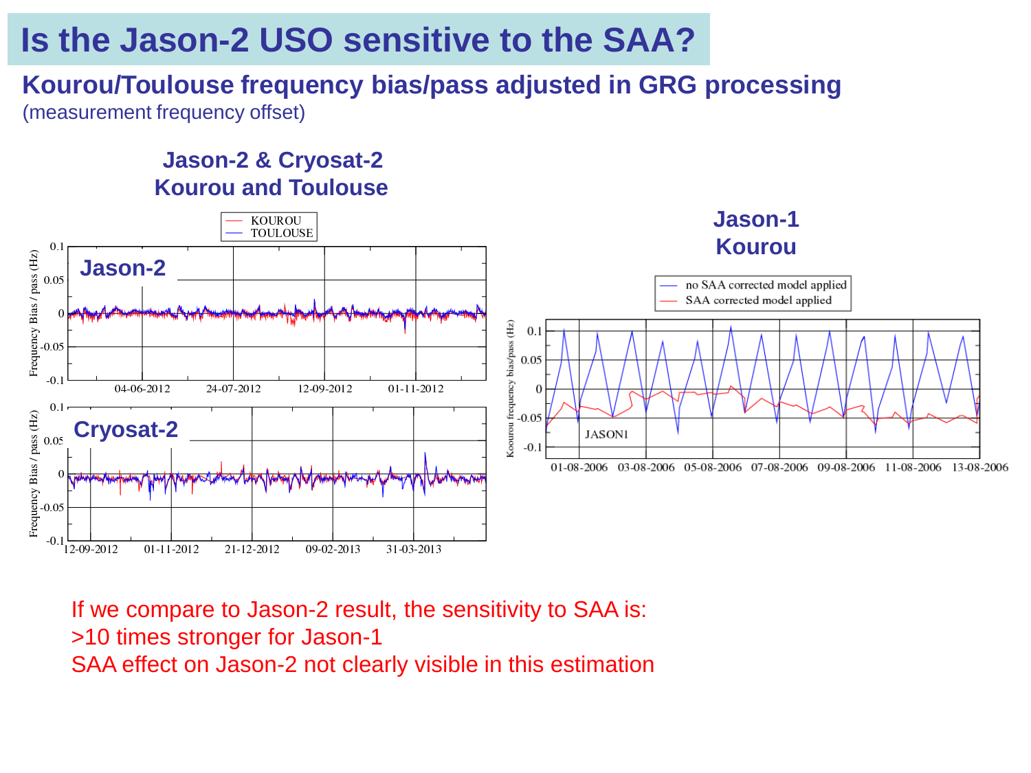# Is the Jason-2 USO sensitive to the SAA?

**Kourou/Toulouse frequency bias/pass adjusted in GRG processing**

(measurement frequency offset)

**Jason-2 & Cryosat-2**
**Kourou and Toulouse**

**Jason-1**
**Kourou**

If we compare to Jason-2 result, the sensitivity to SAA is:

>10 times stronger for Jason-1

SAA effect on Jason-2 not clearly visible in this estimation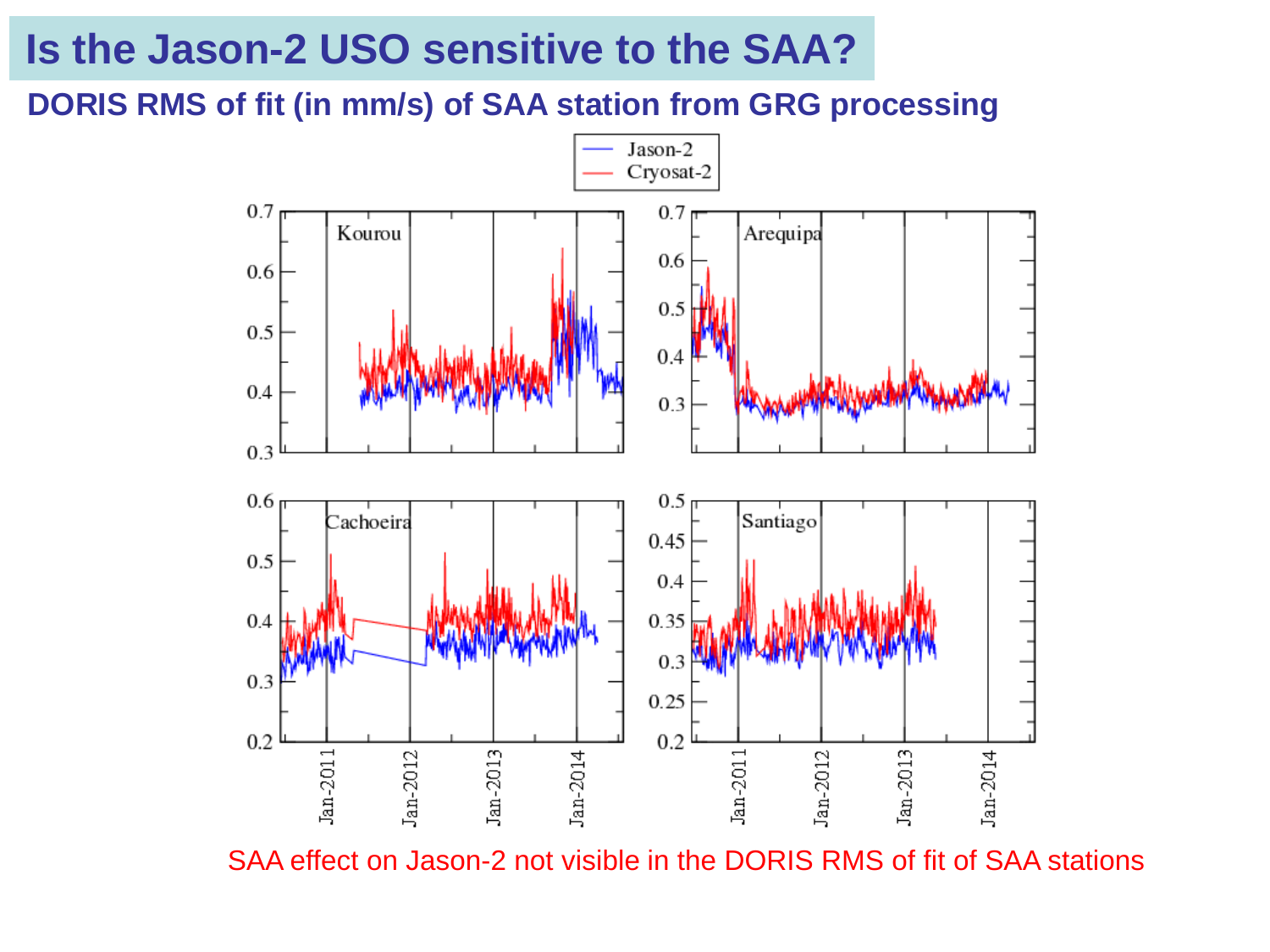# Is the Jason-2 USO sensitive to the SAA?

**DORIS RMS of fit (in mm/s) of SAA station from GRG processing**

SAA effect on Jason-2 not visible in the DORIS RMS of fit of SAA stations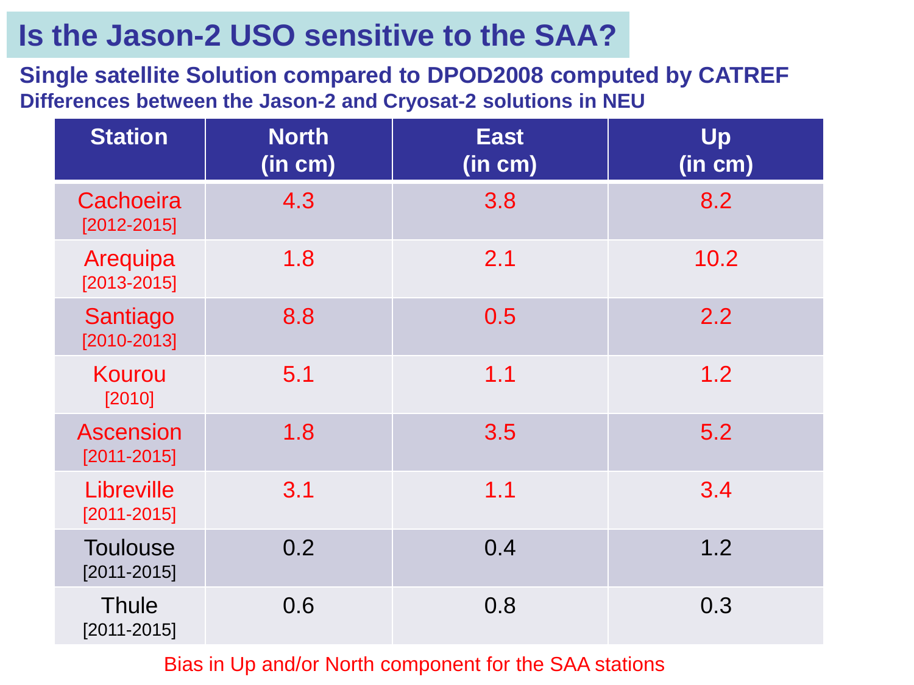# Is the Jason-2 USO sensitive to the SAA?

**Single satellite Solution compared to DPOD2008 computed by CATREF**

**Differences between the Jason-2 and Cryosat-2 solutions in NEU**

| Station | North (in cm) | East (in cm) | Up (in cm) |
|---|---|---|---|
| Cachoeira [2012-2015] | 4.3 | 3.8 | 8.2 |
| Arequipa [2013-2015] | 1.8 | 2.1 | 10.2 |
| Santiago [2010-2013] | 8.8 | 0.5 | 2.2 |
| Kourou [2010] | 5.1 | 1.1 | 1.2 |
| Ascension [2011-2015] | 1.8 | 3.5 | 5.2 |
| Libreville [2011-2015] | 3.1 | 1.1 | 3.4 |
| Toulouse [2011-2015] | 0.2 | 0.4 | 1.2 |
| Thule [2011-2015] | 0.6 | 0.8 | 0.3 |

Bias in Up and/or North component for the SAA stations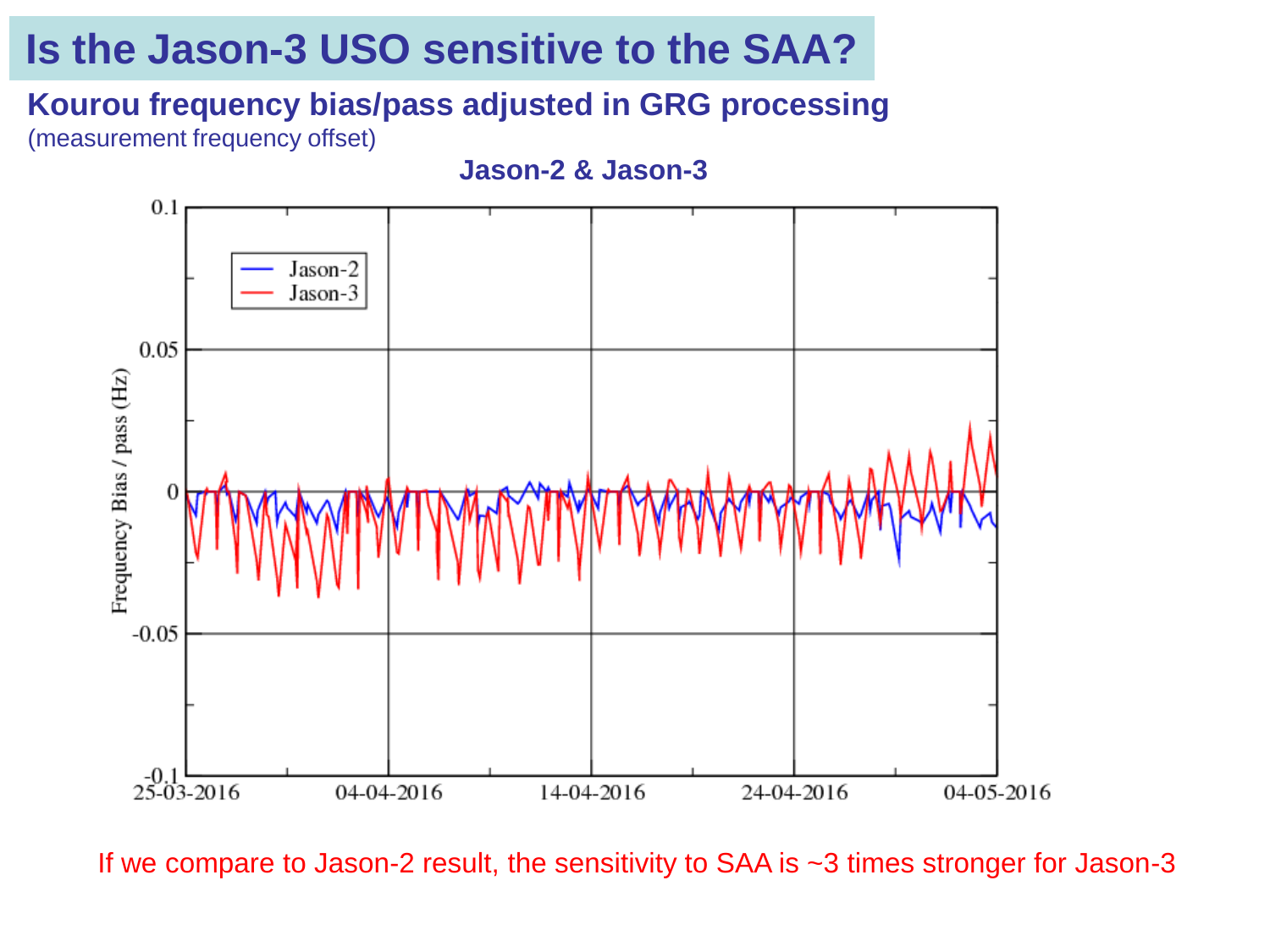# Is the Jason-3 USO sensitive to the SAA?

**Kourou frequency bias/pass adjusted in GRG processing**

(measurement frequency offset)

**Jason-2 & Jason-3**

If we compare to Jason-2 result, the sensitivity to SAA is ~3 times stronger for Jason-3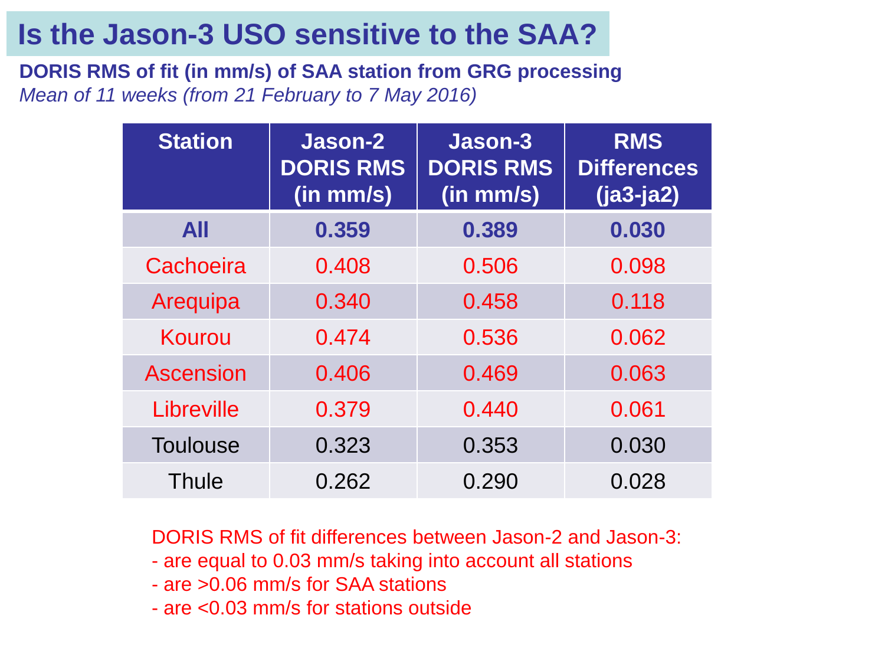# Is the Jason-3 USO sensitive to the SAA?

**DORIS RMS of fit (in mm/s) of SAA station from GRG processing**

*Mean of 11 weeks (from 21 February to 7 May 2016)*

| Station | Jason-2 DORIS RMS (in mm/s) | Jason-3 DORIS RMS (in mm/s) | RMS Differences (ja3-ja2) |
|---|---|---|---|
| **All** | **0.359** | **0.389** | **0.030** |
| Cachoeira | 0.408 | 0.506 | 0.098 |
| Arequipa | 0.340 | 0.458 | 0.118 |
| Kourou | 0.474 | 0.536 | 0.062 |
| Ascension | 0.406 | 0.469 | 0.063 |
| Libreville | 0.379 | 0.440 | 0.061 |
| Toulouse | 0.323 | 0.353 | 0.030 |
| Thule | 0.262 | 0.290 | 0.028 |

DORIS RMS of fit differences between Jason-2 and Jason-3:
- are equal to 0.03 mm/s taking into account all stations
- are >0.06 mm/s for SAA stations
- are <0.03 mm/s for stations outside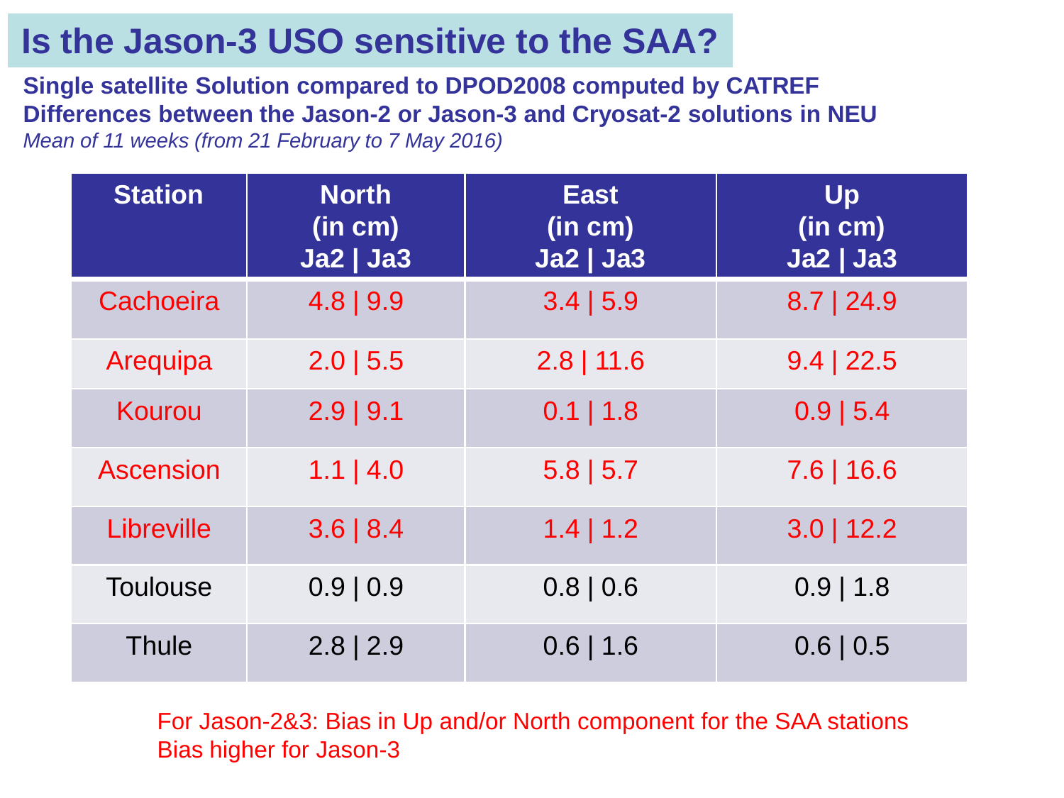# Is the Jason-3 USO sensitive to the SAA?

**Single satellite Solution compared to DPOD2008 computed by CATREF**

**Differences between the Jason-2 or Jason-3 and Cryosat-2 solutions in NEU**

*Mean of 11 weeks (from 21 February to 7 May 2016)*

| Station | North (in cm) Ja2 \| Ja3 | East (in cm) Ja2 \| Ja3 | Up (in cm) Ja2 \| Ja3 |
|---|---|---|---|
| Cachoeira | 4.8 \| 9.9 | 3.4 \| 5.9 | 8.7 \| 24.9 |
| Arequipa | 2.0 \| 5.5 | 2.8 \| 11.6 | 9.4 \| 22.5 |
| Kourou | 2.9 \| 9.1 | 0.1 \| 1.8 | 0.9 \| 5.4 |
| Ascension | 1.1 \| 4.0 | 5.8 \| 5.7 | 7.6 \| 16.6 |
| Libreville | 3.6 \| 8.4 | 1.4 \| 1.2 | 3.0 \| 12.2 |
| Toulouse | 0.9 \| 0.9 | 0.8 \| 0.6 | 0.9 \| 1.8 |
| Thule | 2.8 \| 2.9 | 0.6 \| 1.6 | 0.6 \| 0.5 |

For Jason-2&3: Bias in Up and/or North component for the SAA stations
Bias higher for Jason-3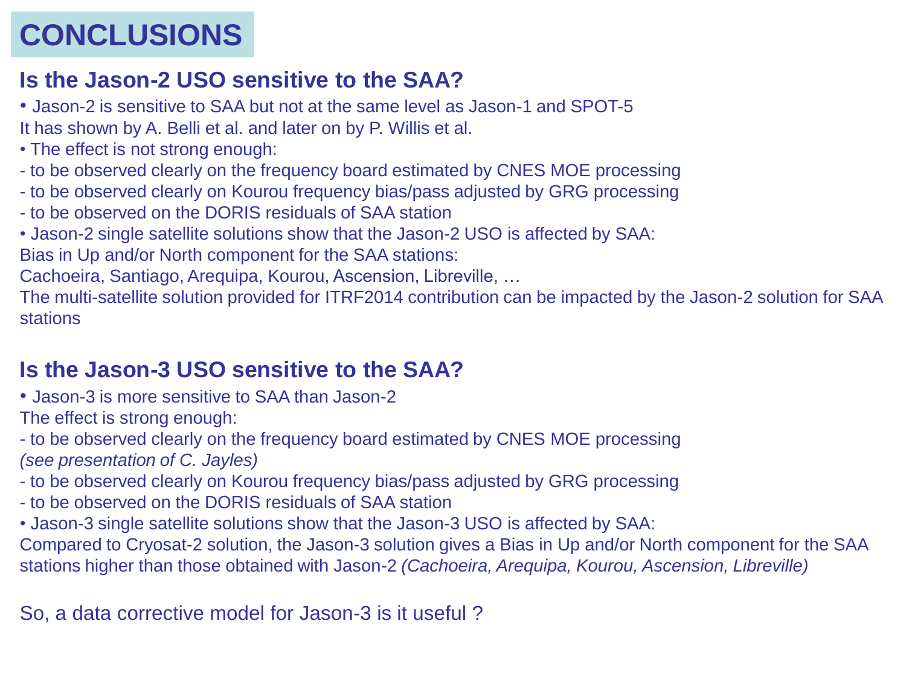# CONCLUSIONS

## Is the Jason-2 USO sensitive to the SAA?

- Jason-2 is sensitive to SAA but not at the same level as Jason-1 and SPOT-5

It has shown by A. Belli et al. and later on by P. Willis et al.

- The effect is not strong enough:

- to be observed clearly on the frequency board estimated by CNES MOE processing
- to be observed clearly on Kourou frequency bias/pass adjusted by GRG processing
- to be observed on the DORIS residuals of SAA station

- Jason-2 single satellite solutions show that the Jason-2 USO is affected by SAA:

Bias in Up and/or North component for the SAA stations:

Cachoeira, Santiago, Arequipa, Kourou, Ascension, Libreville, …

The multi-satellite solution provided for ITRF2014 contribution can be impacted by the Jason-2 solution for SAA stations

## Is the Jason-3 USO sensitive to the SAA?

- Jason-3 is more sensitive to SAA than Jason-2

The effect is strong enough:

- to be observed clearly on the frequency board estimated by CNES MOE processing
*(see presentation of C. Jayles)*
- to be observed clearly on Kourou frequency bias/pass adjusted by GRG processing
- to be observed on the DORIS residuals of SAA station

- Jason-3 single satellite solutions show that the Jason-3 USO is affected by SAA:

Compared to Cryosat-2 solution, the Jason-3 solution gives a Bias in Up and/or North component for the SAA stations higher than those obtained with Jason-2 *(Cachoeira, Arequipa, Kourou, Ascension, Libreville)*

So, a data corrective model for Jason-3 is it useful ?